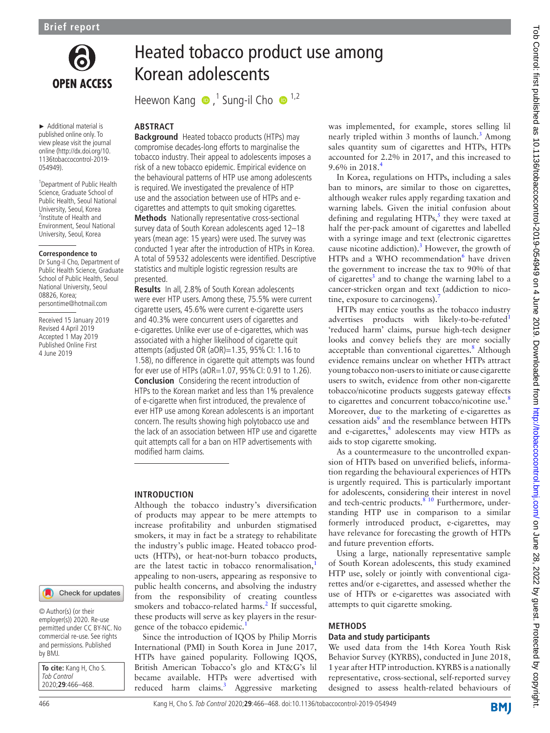Brief report

# Heated tobacco product use among Korean adolescents

Heewon Kang [1], Sung-il Cho [1,2]

► Additional material is published online only. To view please visit the journal online (http://dx.doi.org/10.1136tobaccocontrol-2019-054949).

[1]Department of Public Health Science, Graduate School of Public Health, Seoul National University, Seoul, Korea
[2]Institute of Health and Environment, Seoul National University, Seoul, Korea

**Correspondence to**
Dr Sung-il Cho, Department of Public Health Science, Graduate School of Public Health, Seoul National University, Seoul 08826, Korea; persontime@hotmail.com

Received 15 January 2019
Revised 4 April 2019
Accepted 1 May 2019
Published Online First 4 June 2019

© Author(s) (or their employer(s)) 2020. Re-use permitted under CC BY-NC. No commercial re-use. See rights and permissions. Published by BMJ.

**To cite:** Kang H, Cho S. *Tob Control* 2020;**29**:466–468.

## ABSTRACT

**Background** Heated tobacco products (HTPs) may compromise decades-long efforts to marginalise the tobacco industry. Their appeal to adolescents imposes a risk of a new tobacco epidemic. Empirical evidence on the behavioural patterns of HTP use among adolescents is required. We investigated the prevalence of HTP use and the association between use of HTPs and e-cigarettes and attempts to quit smoking cigarettes.

**Methods** Nationally representative cross-sectional survey data of South Korean adolescents aged 12–18 years (mean age: 15 years) were used. The survey was conducted 1 year after the introduction of HTPs in Korea. A total of 59 532 adolescents were identified. Descriptive statistics and multiple logistic regression results are presented.

**Results** In all, 2.8% of South Korean adolescents were ever HTP users. Among these, 75.5% were current cigarette users, 45.6% were current e-cigarette users and 40.3% were concurrent users of cigarettes and e-cigarettes. Unlike ever use of e-cigarettes, which was associated with a higher likelihood of cigarette quit attempts (adjusted OR (aOR)=1.35, 95% CI: 1.16 to 1.58), no difference in cigarette quit attempts was found for ever use of HTPs (aOR=1.07, 95% CI: 0.91 to 1.26).

**Conclusion** Considering the recent introduction of HTPs to the Korean market and less than 1% prevalence of e-cigarette when first introduced, the prevalence of ever HTP use among Korean adolescents is an important concern. The results showing high polytobacco use and the lack of an association between HTP use and cigarette quit attempts call for a ban on HTP advertisements with modified harm claims.

## INTRODUCTION

Although the tobacco industry's diversification of products may appear to be mere attempts to increase profitability and unburden stigmatised smokers, it may in fact be a strategy to rehabilitate the industry's public image. Heated tobacco products (HTPs), or heat-not-burn tobacco products, are the latest tactic in tobacco renormalisation,[1] appealing to non-users, appearing as responsive to public health concerns, and absolving the industry from the responsibility of creating countless smokers and tobacco-related harms.[2] If successful, these products will serve as key players in the resurgence of the tobacco epidemic.[1]

Since the introduction of IQOS by Philip Morris International (PMI) in South Korea in June 2017, HTPs have gained popularity. Following IQOS, British American Tobacco's glo and KT&G's lil became available. HTPs were advertised with reduced harm claims.[3] Aggressive marketing was implemented, for example, stores selling lil nearly tripled within 3 months of launch.[3] Among sales quantity sum of cigarettes and HTPs, HTPs accounted for 2.2% in 2017, and this increased to 9.6% in 2018.[4]

In Korea, regulations on HTPs, including a sales ban to minors, are similar to those on cigarettes, although weaker rules apply regarding taxation and warning labels. Given the initial confusion about defining and regulating HTPs,[5] they were taxed at half the per-pack amount of cigarettes and labelled with a syringe image and text (electronic cigarettes cause nicotine addiction).[3] However, the growth of HTPs and a WHO recommendation[6] have driven the government to increase the tax to 90% of that of cigarettes[3] and to change the warning label to a cancer-stricken organ and text (addiction to nicotine, exposure to carcinogens).[7]

HTPs may entice youths as the tobacco industry advertises products with likely-to-be-refuted[1] 'reduced harm' claims, pursue high-tech designer looks and convey beliefs they are more socially acceptable than conventional cigarettes.[8] Although evidence remains unclear on whether HTPs attract young tobacco non-users to initiate or cause cigarette users to switch, evidence from other non-cigarette tobacco/nicotine products suggests gateway effects to cigarettes and concurrent tobacco/nicotine use.[8] Moreover, due to the marketing of e-cigarettes as cessation aids[9] and the resemblance between HTPs and e-cigarettes,[8] adolescents may view HTPs as aids to stop cigarette smoking.

As a countermeasure to the uncontrolled expansion of HTPs based on unverified beliefs, information regarding the behavioural experiences of HTPs is urgently required. This is particularly important for adolescents, considering their interest in novel and tech-centric products.[8,10] Furthermore, understanding HTP use in comparison to a similar formerly introduced product, e-cigarettes, may have relevance for forecasting the growth of HTPs and future prevention efforts.

Using a large, nationally representative sample of South Korean adolescents, this study examined HTP use, solely or jointly with conventional cigarettes and/or e-cigarettes, and assessed whether the use of HTPs or e-cigarettes was associated with attempts to quit cigarette smoking.

## METHODS

### Data and study participants

We used data from the 14th Korea Youth Risk Behavior Survey (KYRBS), conducted in June 2018, 1 year after HTP introduction. KYRBS is a nationally representative, cross-sectional, self-reported survey designed to assess health-related behaviours of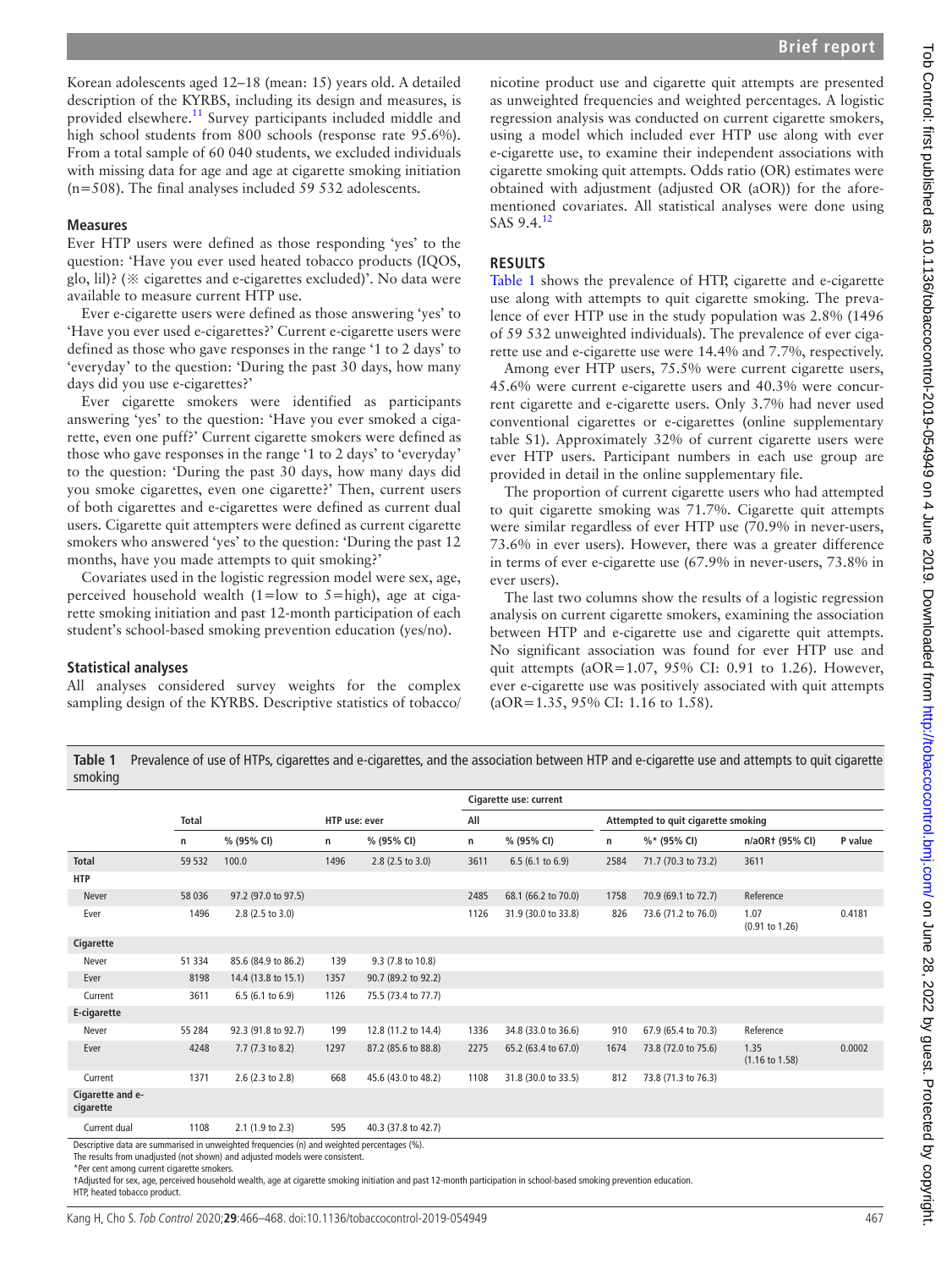Korean adolescents aged 12–18 (mean: 15) years old. A detailed description of the KYRBS, including its design and measures, is provided elsewhere.[11] Survey participants included middle and high school students from 800 schools (response rate 95.6%). From a total sample of 60 040 students, we excluded individuals with missing data for age and age at cigarette smoking initiation (n=508). The final analyses included 59 532 adolescents.

### Measures

Ever HTP users were defined as those responding 'yes' to the question: 'Have you ever used heated tobacco products (IQOS, glo, lil)? (※ cigarettes and e-cigarettes excluded)'. No data were available to measure current HTP use.

Ever e-cigarette users were defined as those answering 'yes' to 'Have you ever used e-cigarettes?' Current e-cigarette users were defined as those who gave responses in the range '1 to 2 days' to 'everyday' to the question: 'During the past 30 days, how many days did you use e-cigarettes?'

Ever cigarette smokers were identified as participants answering 'yes' to the question: 'Have you ever smoked a cigarette, even one puff?' Current cigarette smokers were defined as those who gave responses in the range '1 to 2 days' to 'everyday' to the question: 'During the past 30 days, how many days did you smoke cigarettes, even one cigarette?' Then, current users of both cigarettes and e-cigarettes were defined as current dual users. Cigarette quit attempters were defined as current cigarette smokers who answered 'yes' to the question: 'During the past 12 months, have you made attempts to quit smoking?'

Covariates used in the logistic regression model were sex, age, perceived household wealth (1=low to 5=high), age at cigarette smoking initiation and past 12-month participation of each student's school-based smoking prevention education (yes/no).

### Statistical analyses

All analyses considered survey weights for the complex sampling design of the KYRBS. Descriptive statistics of tobacco/nicotine product use and cigarette quit attempts are presented as unweighted frequencies and weighted percentages. A logistic regression analysis was conducted on current cigarette smokers, using a model which included ever HTP use along with ever e-cigarette use, to examine their independent associations with cigarette smoking quit attempts. Odds ratio (OR) estimates were obtained with adjustment (adjusted OR (aOR)) for the aforementioned covariates. All statistical analyses were done using SAS 9.4.[12]

## RESULTS

Table 1 shows the prevalence of HTP, cigarette and e-cigarette use along with attempts to quit cigarette smoking. The prevalence of ever HTP use in the study population was 2.8% (1496 of 59 532 unweighted individuals). The prevalence of ever cigarette use and e-cigarette use were 14.4% and 7.7%, respectively.

Among ever HTP users, 75.5% were current cigarette users, 45.6% were current e-cigarette users and 40.3% were concurrent cigarette and e-cigarette users. Only 3.7% had never used conventional cigarettes or e-cigarettes (online supplementary table S1). Approximately 32% of current cigarette users were ever HTP users. Participant numbers in each use group are provided in detail in the online supplementary file.

The proportion of current cigarette users who had attempted to quit cigarette smoking was 71.7%. Cigarette quit attempts were similar regardless of ever HTP use (70.9% in never-users, 73.6% in ever users). However, there was a greater difference in terms of ever e-cigarette use (67.9% in never-users, 73.8% in ever users).

The last two columns show the results of a logistic regression analysis on current cigarette smokers, examining the association between HTP and e-cigarette use and cigarette quit attempts. No significant association was found for ever HTP use and quit attempts (aOR=1.07, 95% CI: 0.91 to 1.26). However, ever e-cigarette use was positively associated with quit attempts (aOR=1.35, 95% CI: 1.16 to 1.58).

**Table 1** Prevalence of use of HTPs, cigarettes and e-cigarettes, and the association between HTP and e-cigarette use and attempts to quit cigarette smoking

| | Total | | HTP use: ever | | Cigarette use: current | | | | | |
|---|---|---|---|---|---|---|---|---|---|---|
| | | | | | All | | Attempted to quit cigarette smoking | | | |
| | n | % (95% CI) | n | % (95% CI) | n | % (95% CI) | n | %* (95% CI) | n/aOR† (95% CI) | P value |
| **Total** | 59 532 | 100.0 | 1496 | 2.8 (2.5 to 3.0) | 3611 | 6.5 (6.1 to 6.9) | 2584 | 71.7 (70.3 to 73.2) | 3611 | |
| **HTP** | | | | | | | | | | |
| Never | 58 036 | 97.2 (97.0 to 97.5) | | | 2485 | 68.1 (66.2 to 70.0) | 1758 | 70.9 (69.1 to 72.7) | Reference | |
| Ever | 1496 | 2.8 (2.5 to 3.0) | | | 1126 | 31.9 (30.0 to 33.8) | 826 | 73.6 (71.2 to 76.0) | 1.07 (0.91 to 1.26) | 0.4181 |
| **Cigarette** | | | | | | | | | | |
| Never | 51 334 | 85.6 (84.9 to 86.2) | 139 | 9.3 (7.8 to 10.8) | | | | | | |
| Ever | 8198 | 14.4 (13.8 to 15.1) | 1357 | 90.7 (89.2 to 92.2) | | | | | | |
| Current | 3611 | 6.5 (6.1 to 6.9) | 1126 | 75.5 (73.4 to 77.7) | | | | | | |
| **E-cigarette** | | | | | | | | | | |
| Never | 55 284 | 92.3 (91.8 to 92.7) | 199 | 12.8 (11.2 to 14.4) | 1336 | 34.8 (33.0 to 36.6) | 910 | 67.9 (65.4 to 70.3) | Reference | |
| Ever | 4248 | 7.7 (7.3 to 8.2) | 1297 | 87.2 (85.6 to 88.8) | 2275 | 65.2 (63.4 to 67.0) | 1674 | 73.8 (72.0 to 75.6) | 1.35 (1.16 to 1.58) | 0.0002 |
| Current | 1371 | 2.6 (2.3 to 2.8) | 668 | 45.6 (43.0 to 48.2) | 1108 | 31.8 (30.0 to 33.5) | 812 | 73.8 (71.3 to 76.3) | | |
| **Cigarette and e-cigarette** | | | | | | | | | | |
| Current dual | 1108 | 2.1 (1.9 to 2.3) | 595 | 40.3 (37.8 to 42.7) | | | | | | |

Descriptive data are summarised in unweighted frequencies (n) and weighted percentages (%).
The results from unadjusted (not shown) and adjusted models were consistent.
*Per cent among current cigarette smokers.
†Adjusted for sex, age, perceived household wealth, age at cigarette smoking initiation and past 12-month participation in school-based smoking prevention education.
HTP, heated tobacco product.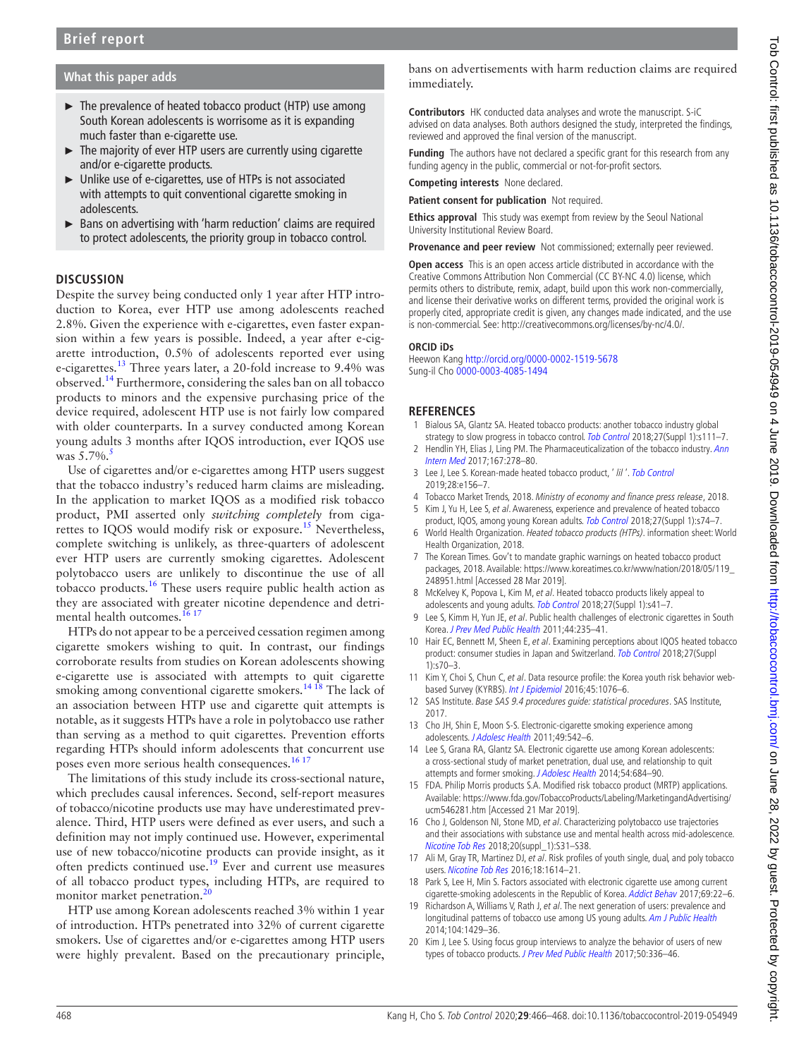## What this paper adds

- The prevalence of heated tobacco product (HTP) use among South Korean adolescents is worrisome as it is expanding much faster than e-cigarette use.
- The majority of ever HTP users are currently using cigarette and/or e-cigarette products.
- Unlike use of e-cigarettes, use of HTPs is not associated with attempts to quit conventional cigarette smoking in adolescents.
- Bans on advertising with 'harm reduction' claims are required to protect adolescents, the priority group in tobacco control.

## DISCUSSION

Despite the survey being conducted only 1 year after HTP introduction to Korea, ever HTP use among adolescents reached 2.8%. Given the experience with e-cigarettes, even faster expansion within a few years is possible. Indeed, a year after e-cigarette introduction, 0.5% of adolescents reported ever using e-cigarettes.[13] Three years later, a 20-fold increase to 9.4% was observed.[14] Furthermore, considering the sales ban on all tobacco products to minors and the expensive purchasing price of the device required, adolescent HTP use is not fairly low compared with older counterparts. In a survey conducted among Korean young adults 3 months after IQOS introduction, ever IQOS use was 5.7%.[5]

Use of cigarettes and/or e-cigarettes among HTP users suggest that the tobacco industry's reduced harm claims are misleading. In the application to market IQOS as a modified risk tobacco product, PMI asserted only *switching completely* from cigarettes to IQOS would modify risk or exposure.[15] Nevertheless, complete switching is unlikely, as three-quarters of adolescent ever HTP users are currently smoking cigarettes. Adolescent polytobacco users are unlikely to discontinue the use of all tobacco products.[16] These users require public health action as they are associated with greater nicotine dependence and detrimental health outcomes.[16 17]

HTPs do not appear to be a perceived cessation regimen among cigarette smokers wishing to quit. In contrast, our findings corroborate results from studies on Korean adolescents showing e-cigarette use is associated with attempts to quit cigarette smoking among conventional cigarette smokers.[14 18] The lack of an association between HTP use and cigarette quit attempts is notable, as it suggests HTPs have a role in polytobacco use rather than serving as a method to quit cigarettes. Prevention efforts regarding HTPs should inform adolescents that concurrent use poses even more serious health consequences.[16 17]

The limitations of this study include its cross-sectional nature, which precludes causal inferences. Second, self-report measures of tobacco/nicotine products use may have underestimated prevalence. Third, HTP users were defined as ever users, and such a definition may not imply continued use. However, experimental use of new tobacco/nicotine products can provide insight, as it often predicts continued use.[19] Ever and current use measures of all tobacco product types, including HTPs, are required to monitor market penetration.[20]

HTP use among Korean adolescents reached 3% within 1 year of introduction. HTPs penetrated into 32% of current cigarette smokers. Use of cigarettes and/or e-cigarettes among HTP users were highly prevalent. Based on the precautionary principle, bans on advertisements with harm reduction claims are required immediately.

**Contributors** HK conducted data analyses and wrote the manuscript. S-iC advised on data analyses. Both authors designed the study, interpreted the findings, reviewed and approved the final version of the manuscript.

**Funding** The authors have not declared a specific grant for this research from any funding agency in the public, commercial or not-for-profit sectors.

**Competing interests** None declared.

**Patient consent for publication** Not required.

**Ethics approval** This study was exempt from review by the Seoul National University Institutional Review Board.

**Provenance and peer review** Not commissioned; externally peer reviewed.

**Open access** This is an open access article distributed in accordance with the Creative Commons Attribution Non Commercial (CC BY-NC 4.0) license, which permits others to distribute, remix, adapt, build upon this work non-commercially, and license their derivative works on different terms, provided the original work is properly cited, appropriate credit is given, any changes made indicated, and the use is non-commercial. See: http://creativecommons.org/licenses/by-nc/4.0/.

### ORCID iDs

Heewon Kang http://orcid.org/0000-0002-1519-5678
Sung-il Cho 0000-0003-4085-1494

## REFERENCES

1. Bialous SA, Glantz SA. Heated tobacco products: another tobacco industry global strategy to slow progress in tobacco control. *Tob Control* 2018;27(Suppl 1):s111–7.
2. Hendlin YH, Elias J, Ling PM. The Pharmaceuticalization of the tobacco industry. *Ann Intern Med* 2017;167:278–80.
3. Lee J, Lee S. Korean-made heated tobacco product, ' lil '. *Tob Control* 2019;28:e156–7.
4. Tobacco Market Trends, 2018. *Ministry of economy and finance press release*, 2018.
5. Kim J, Yu H, Lee S, *et al*. Awareness, experience and prevalence of heated tobacco product, IQOS, among young Korean adults. *Tob Control* 2018;27(Suppl 1):s74–7.
6. World Health Organization. *Heated tobacco products (HTPs)*. information sheet: World Health Organization, 2018.
7. The Korean Times. Gov't to mandate graphic warnings on heated tobacco product packages, 2018. Available: https://www.koreatimes.co.kr/www/nation/2018/05/119_248951.html [Accessed 28 Mar 2019].
8. McKelvey K, Popova L, Kim M, *et al*. Heated tobacco products likely appeal to adolescents and young adults. *Tob Control* 2018;27(Suppl 1):s41–7.
9. Lee S, Kimm H, Yun JE, *et al*. Public health challenges of electronic cigarettes in South Korea. *J Prev Med Public Health* 2011;44:235–41.
10. Hair EC, Bennett M, Sheen E, *et al*. Examining perceptions about IQOS heated tobacco product: consumer studies in Japan and Switzerland. *Tob Control* 2018;27(Suppl 1):s70–3.
11. Kim Y, Choi S, Chun C, *et al*. Data resource profile: the Korea youth risk behavior web-based Survey (KYRBS). *Int J Epidemiol* 2016;45:1076–6.
12. SAS Institute. *Base SAS 9.4 procedures guide: statistical procedures*. SAS Institute, 2017.
13. Cho JH, Shin E, Moon S-S. Electronic-cigarette smoking experience among adolescents. *J Adolesc Health* 2011;49:542–6.
14. Lee S, Grana RA, Glantz SA. Electronic cigarette use among Korean adolescents: a cross-sectional study of market penetration, dual use, and relationship to quit attempts and former smoking. *J Adolesc Health* 2014;54:684–90.
15. FDA. Philip Morris products S.A. Modified risk tobacco product (MRTP) applications. Available: https://www.fda.gov/TobaccoProducts/Labeling/MarketingandAdvertising/ucm546281.htm [Accessed 21 Mar 2019].
16. Cho J, Goldenson NI, Stone MD, *et al*. Characterizing polytobacco use trajectories and their associations with substance use and mental health across mid-adolescence. *Nicotine Tob Res* 2018;20(suppl_1):S31–S38.
17. Ali M, Gray TR, Martinez DJ, *et al*. Risk profiles of youth single, dual, and poly tobacco users. *Nicotine Tob Res* 2016;18:1614–21.
18. Park S, Lee H, Min S. Factors associated with electronic cigarette use among current cigarette-smoking adolescents in the Republic of Korea. *Addict Behav* 2017;69:22–6.
19. Richardson A, Williams V, Rath J, *et al*. The next generation of users: prevalence and longitudinal patterns of tobacco use among US young adults. *Am J Public Health* 2014;104:1429–36.
20. Kim J, Lee S. Using focus group interviews to analyze the behavior of users of new types of tobacco products. *J Prev Med Public Health* 2017;50:336–46.